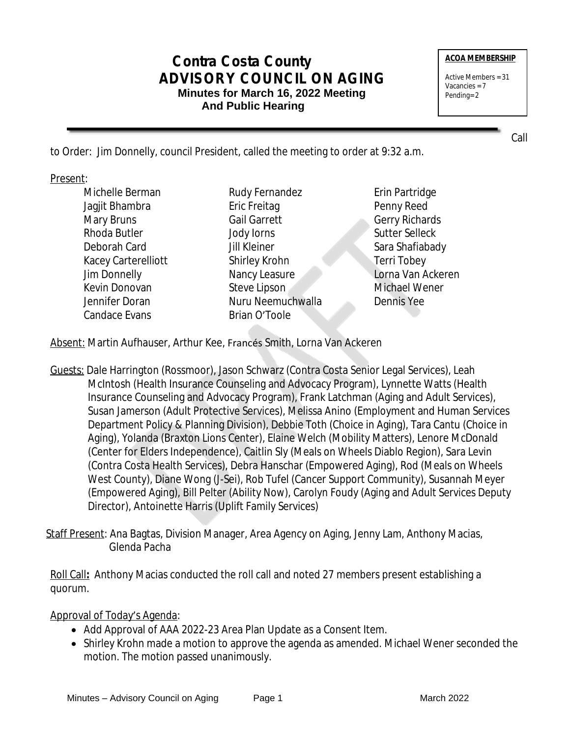# Contra Costa County
# ADVISORY COUNCIL ON AGING
### Minutes for March 16, 2022 Meeting And Public Hearing

**ACOA MEMBERSHIP**

Active Members = 31
Vacancies = 7
Pending=2

Call to Order: Jim Donnelly, council President, called the meeting to order at 9:32 a.m.

Present:

Michelle Berman
Jagjit Bhambra
Mary Bruns
Rhoda Butler
Deborah Card
Kacey Carterelliott
Jim Donnelly
Kevin Donovan
Jennifer Doran
Candace Evans
Rudy Fernandez
Eric Freitag
Gail Garrett
Jody Iorns
Jill Kleiner
Shirley Krohn
Nancy Leasure
Steve Lipson
Nuru Neemuchwalla
Brian O'Toole
Erin Partridge
Penny Reed
Gerry Richards
Sutter Selleck
Sara Shafiabady
Terri Tobey
Lorna Van Ackeren
Michael Wener
Dennis Yee

Absent: Martin Aufhauser, Arthur Kee, Francés Smith, Lorna Van Ackeren

Guests: Dale Harrington (Rossmoor), Jason Schwarz (Contra Costa Senior Legal Services), Leah McIntosh (Health Insurance Counseling and Advocacy Program), Lynnette Watts (Health Insurance Counseling and Advocacy Program), Frank Latchman (Aging and Adult Services), Susan Jamerson (Adult Protective Services), Melissa Anino (Employment and Human Services Department Policy & Planning Division), Debbie Toth (Choice in Aging), Tara Cantu (Choice in Aging), Yolanda (Braxton Lions Center), Elaine Welch (Mobility Matters), Lenore McDonald (Center for Elders Independence), Caitlin Sly (Meals on Wheels Diablo Region), Sara Levin (Contra Costa Health Services), Debra Hanschar (Empowered Aging), Rod (Meals on Wheels West County), Diane Wong (J-Sei), Rob Tufel (Cancer Support Community), Susannah Meyer (Empowered Aging), Bill Pelter (Ability Now), Carolyn Foudy (Aging and Adult Services Deputy Director), Antoinette Harris (Uplift Family Services)

Staff Present: Ana Bagtas, Division Manager, Area Agency on Aging, Jenny Lam, Anthony Macias, Glenda Pacha

Roll Call**:** Anthony Macias conducted the roll call and noted 27 members present establishing a quorum.

Approval of Today's Agenda:

- Add Approval of AAA 2022-23 Area Plan Update as a Consent Item.
- Shirley Krohn made a motion to approve the agenda as amended. Michael Wener seconded the motion. The motion passed unanimously.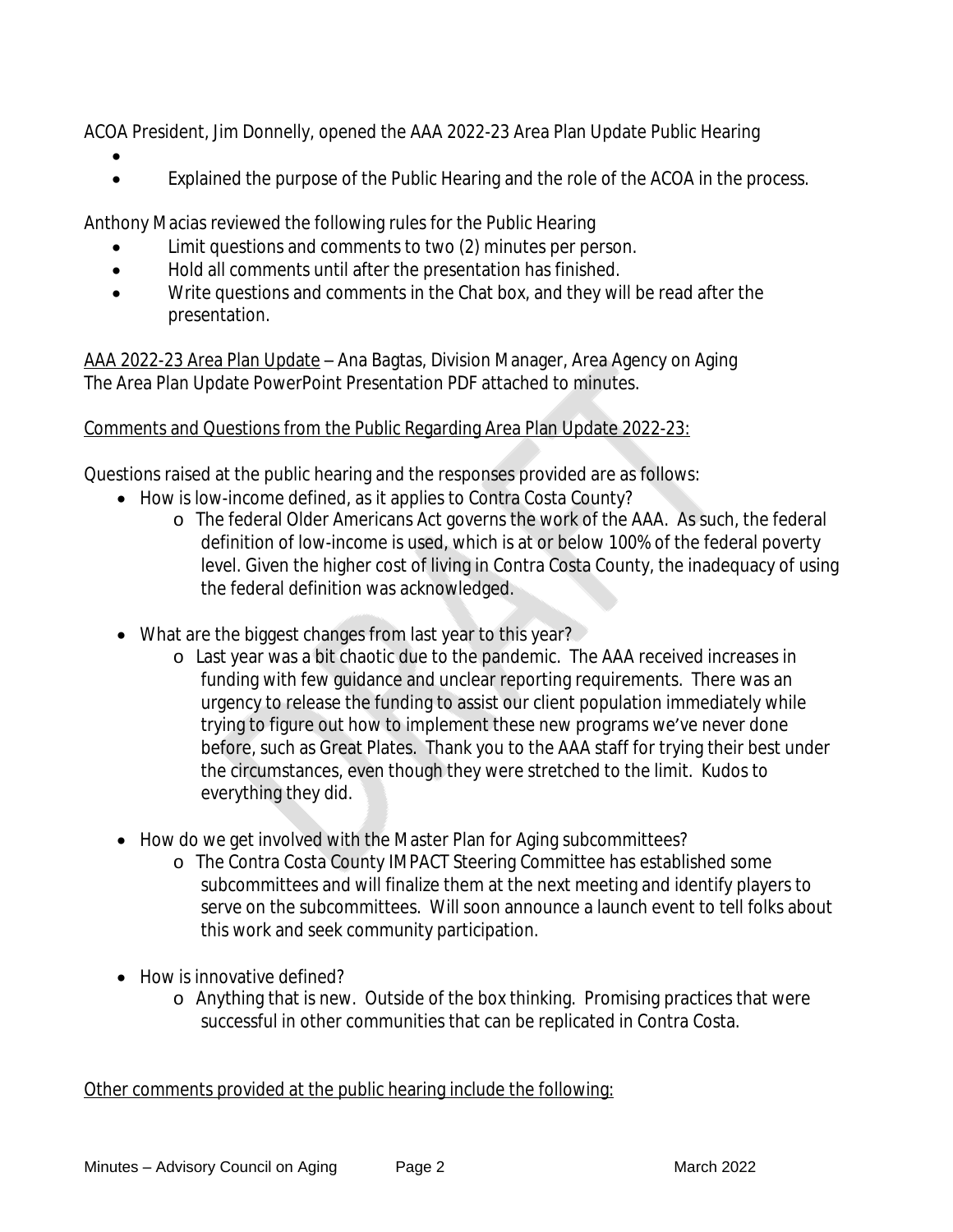ACOA President, Jim Donnelly, opened the AAA 2022-23 Area Plan Update Public Hearing

- 
- Explained the purpose of the Public Hearing and the role of the ACOA in the process.

Anthony Macias reviewed the following rules for the Public Hearing

- Limit questions and comments to two (2) minutes per person.
- Hold all comments until after the presentation has finished.
- Write questions and comments in the Chat box, and they will be read after the presentation.

<u>AAA 2022-23 Area Plan Update</u> – Ana Bagtas, Division Manager, Area Agency on Aging
The Area Plan Update PowerPoint Presentation PDF attached to minutes.

<u>Comments and Questions from the Public Regarding Area Plan Update 2022-23:</u>

Questions raised at the public hearing and the responses provided are as follows:

- How is low-income defined, as it applies to Contra Costa County?
  - The federal Older Americans Act governs the work of the AAA. As such, the federal definition of low-income is used, which is at or below 100% of the federal poverty level. Given the higher cost of living in Contra Costa County, the inadequacy of using the federal definition was acknowledged.
- What are the biggest changes from last year to this year?
  - Last year was a bit chaotic due to the pandemic. The AAA received increases in funding with few guidance and unclear reporting requirements. There was an urgency to release the funding to assist our client population immediately while trying to figure out how to implement these new programs we've never done before, such as Great Plates. Thank you to the AAA staff for trying their best under the circumstances, even though they were stretched to the limit. Kudos to everything they did.
- How do we get involved with the Master Plan for Aging subcommittees?
  - The Contra Costa County IMPACT Steering Committee has established some subcommittees and will finalize them at the next meeting and identify players to serve on the subcommittees. Will soon announce a launch event to tell folks about this work and seek community participation.
- How is innovative defined?
  - Anything that is new. Outside of the box thinking. Promising practices that were successful in other communities that can be replicated in Contra Costa.

<u>Other comments provided at the public hearing include the following:</u>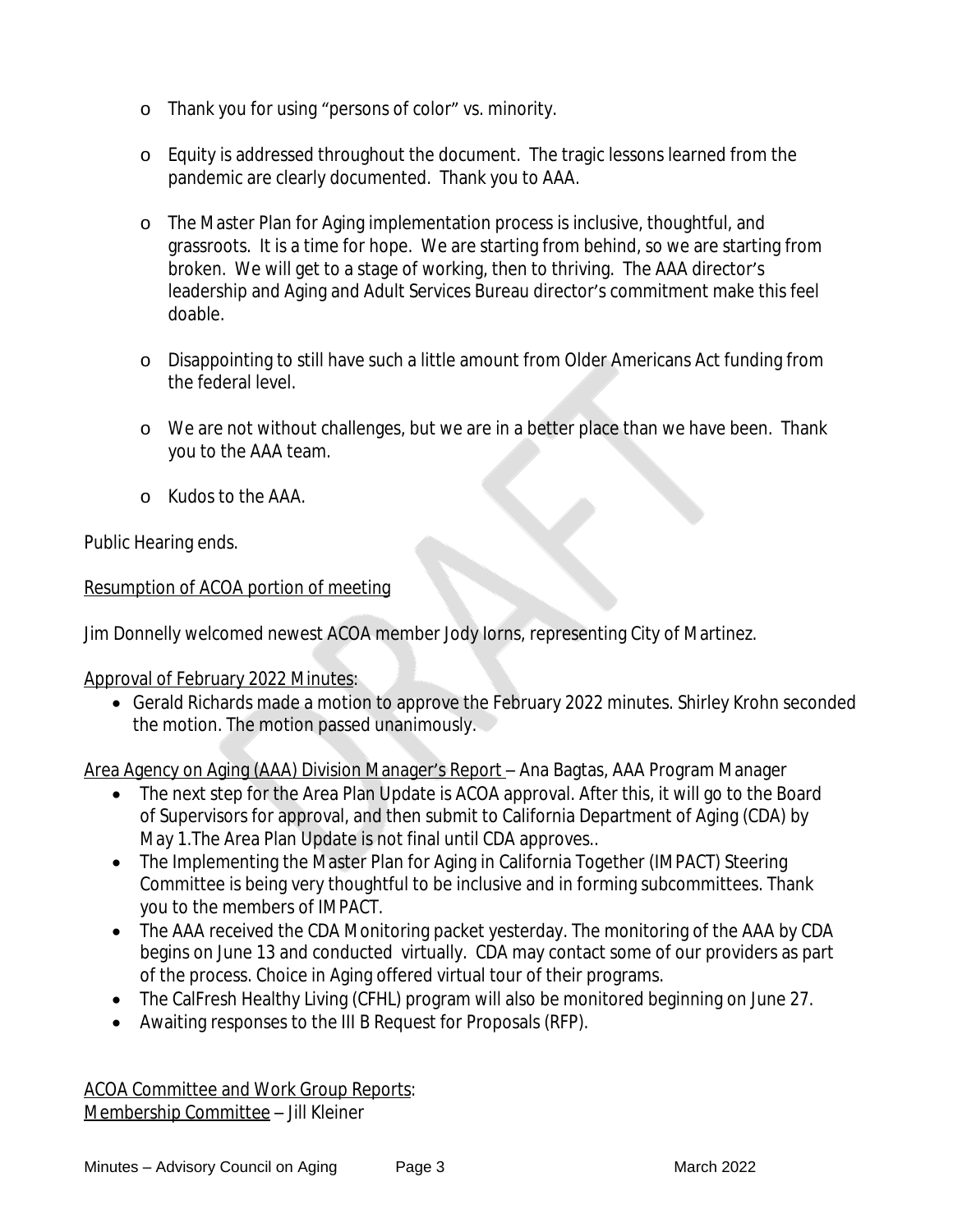- Thank you for using "persons of color" vs. minority.
- Equity is addressed throughout the document. The tragic lessons learned from the pandemic are clearly documented. Thank you to AAA.
- The Master Plan for Aging implementation process is inclusive, thoughtful, and grassroots. It is a time for hope. We are starting from behind, so we are starting from broken. We will get to a stage of working, then to thriving. The AAA director's leadership and Aging and Adult Services Bureau director's commitment make this feel doable.
- Disappointing to still have such a little amount from Older Americans Act funding from the federal level.
- We are not without challenges, but we are in a better place than we have been. Thank you to the AAA team.
- Kudos to the AAA.

Public Hearing ends.

<u>Resumption of ACOA portion of meeting</u>

Jim Donnelly welcomed newest ACOA member Jody Iorns, representing City of Martinez.

<u>Approval of February 2022 Minutes</u>:

- Gerald Richards made a motion to approve the February 2022 minutes. Shirley Krohn seconded the motion. The motion passed unanimously.

<u>Area Agency on Aging (AAA) Division Manager's Report</u> – Ana Bagtas, AAA Program Manager

- The next step for the Area Plan Update is ACOA approval. After this, it will go to the Board of Supervisors for approval, and then submit to California Department of Aging (CDA) by May 1.The Area Plan Update is not final until CDA approves..
- The Implementing the Master Plan for Aging in California Together (IMPACT) Steering Committee is being very thoughtful to be inclusive and in forming subcommittees. Thank you to the members of IMPACT.
- The AAA received the CDA Monitoring packet yesterday. The monitoring of the AAA by CDA begins on June 13 and conducted virtually. CDA may contact some of our providers as part of the process. Choice in Aging offered virtual tour of their programs.
- The CalFresh Healthy Living (CFHL) program will also be monitored beginning on June 27.
- Awaiting responses to the III B Request for Proposals (RFP).

<u>ACOA Committee and Work Group Reports</u>:
<u>Membership Committee</u> – Jill Kleiner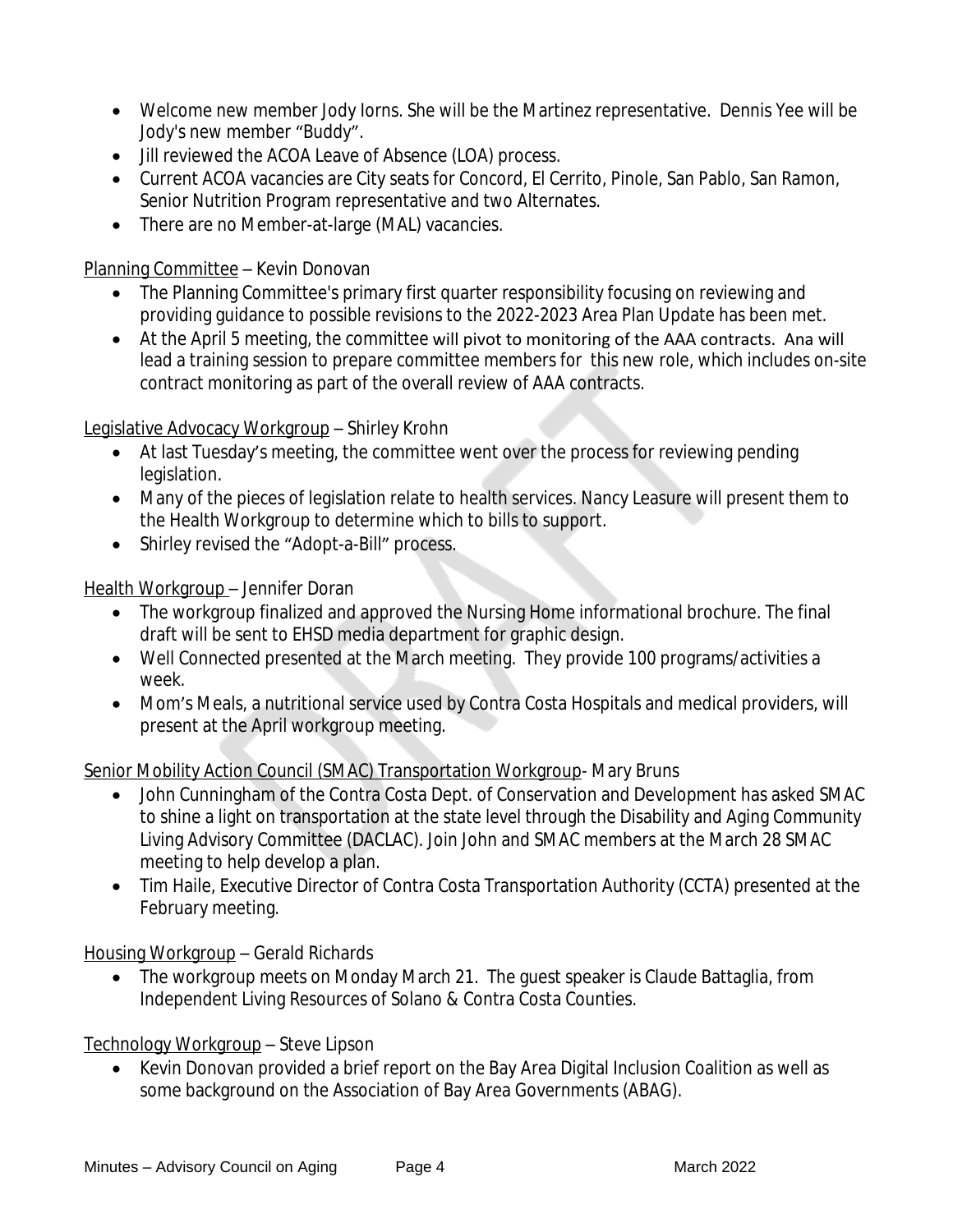- Welcome new member Jody Iorns. She will be the Martinez representative. Dennis Yee will be Jody's new member "Buddy".
- Jill reviewed the ACOA Leave of Absence (LOA) process.
- Current ACOA vacancies are City seats for Concord, El Cerrito, Pinole, San Pablo, San Ramon, Senior Nutrition Program representative and two Alternates.
- There are no Member-at-large (MAL) vacancies.

Planning Committee – Kevin Donovan

- The Planning Committee's primary first quarter responsibility focusing on reviewing and providing guidance to possible revisions to the 2022-2023 Area Plan Update has been met.
- At the April 5 meeting, the committee will pivot to monitoring of the AAA contracts. Ana will lead a training session to prepare committee members for this new role, which includes on-site contract monitoring as part of the overall review of AAA contracts.

Legislative Advocacy Workgroup – Shirley Krohn

- At last Tuesday's meeting, the committee went over the process for reviewing pending legislation.
- Many of the pieces of legislation relate to health services. Nancy Leasure will present them to the Health Workgroup to determine which to bills to support.
- Shirley revised the "Adopt-a-Bill" process.

Health Workgroup – Jennifer Doran

- The workgroup finalized and approved the Nursing Home informational brochure. The final draft will be sent to EHSD media department for graphic design.
- Well Connected presented at the March meeting. They provide 100 programs/activities a week.
- Mom's Meals, a nutritional service used by Contra Costa Hospitals and medical providers, will present at the April workgroup meeting.

Senior Mobility Action Council (SMAC) Transportation Workgroup- Mary Bruns

- John Cunningham of the Contra Costa Dept. of Conservation and Development has asked SMAC to shine a light on transportation at the state level through the Disability and Aging Community Living Advisory Committee (DACLAC). Join John and SMAC members at the March 28 SMAC meeting to help develop a plan.
- Tim Haile, Executive Director of Contra Costa Transportation Authority (CCTA) presented at the February meeting.

Housing Workgroup – Gerald Richards

- The workgroup meets on Monday March 21. The guest speaker is Claude Battaglia, from Independent Living Resources of Solano & Contra Costa Counties.

Technology Workgroup – Steve Lipson

- Kevin Donovan provided a brief report on the Bay Area Digital Inclusion Coalition as well as some background on the Association of Bay Area Governments (ABAG).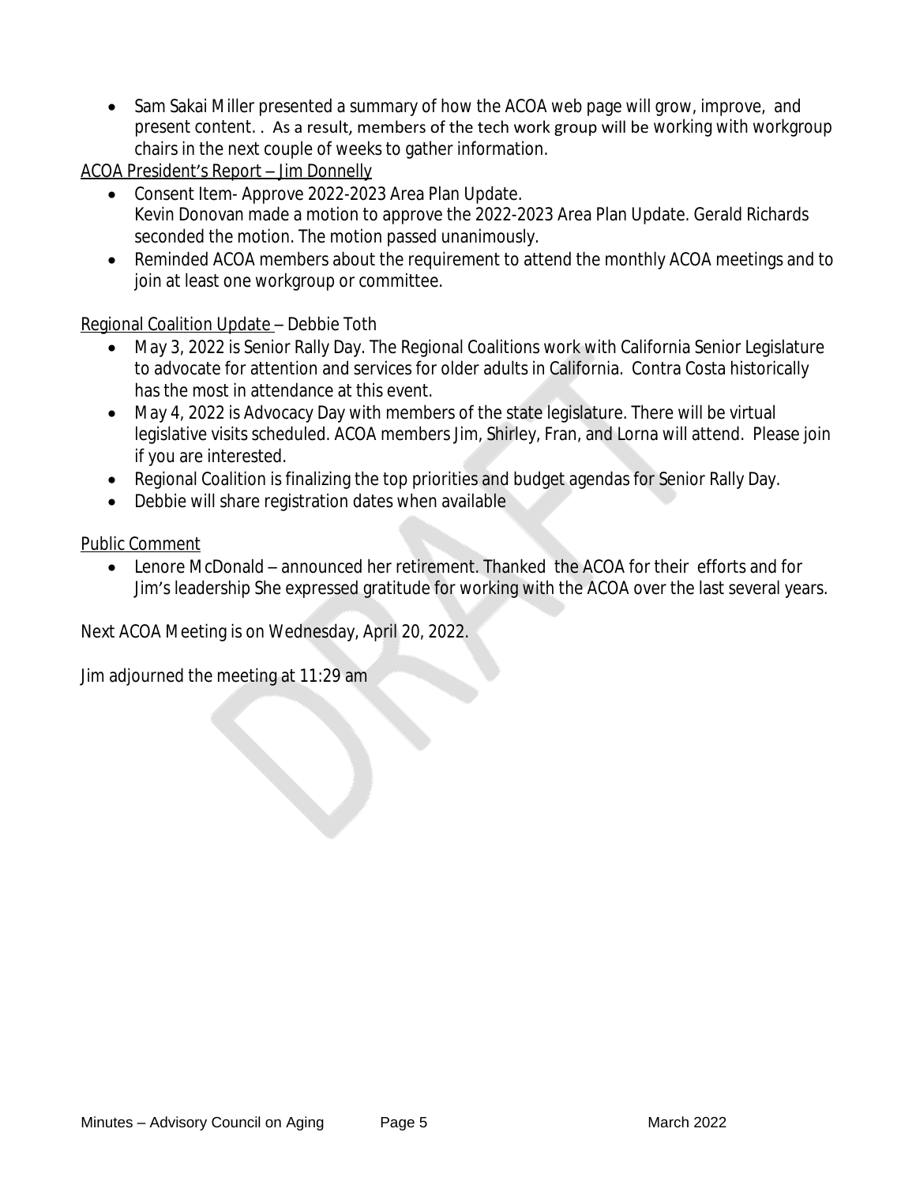- Sam Sakai Miller presented a summary of how the ACOA web page will grow, improve, and present content. . As a result, members of the tech work group will be working with workgroup chairs in the next couple of weeks to gather information.

ACOA President's Report – Jim Donnelly

- Consent Item- Approve 2022-2023 Area Plan Update.
  Kevin Donovan made a motion to approve the 2022-2023 Area Plan Update. Gerald Richards seconded the motion. The motion passed unanimously.
- Reminded ACOA members about the requirement to attend the monthly ACOA meetings and to join at least one workgroup or committee.

Regional Coalition Update – Debbie Toth

- May 3, 2022 is Senior Rally Day. The Regional Coalitions work with California Senior Legislature to advocate for attention and services for older adults in California. Contra Costa historically has the most in attendance at this event.
- May 4, 2022 is Advocacy Day with members of the state legislature. There will be virtual legislative visits scheduled. ACOA members Jim, Shirley, Fran, and Lorna will attend. Please join if you are interested.
- Regional Coalition is finalizing the top priorities and budget agendas for Senior Rally Day.
- Debbie will share registration dates when available

Public Comment

- Lenore McDonald – announced her retirement. Thanked the ACOA for their efforts and for Jim's leadership She expressed gratitude for working with the ACOA over the last several years.

Next ACOA Meeting is on Wednesday, April 20, 2022.

Jim adjourned the meeting at 11:29 am